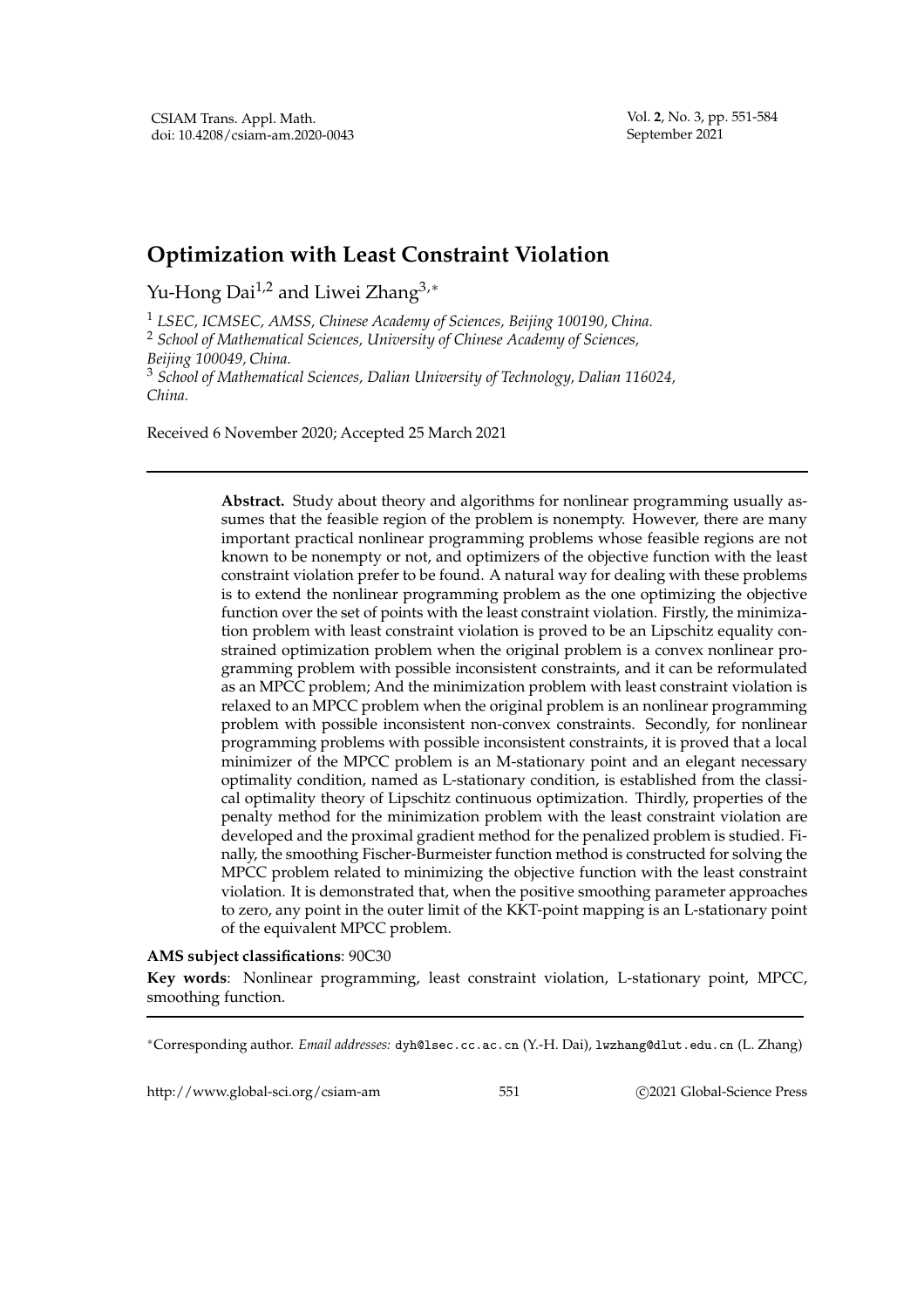# Optimization with Least Constraint Violation

Yu-Hong Dai[1,2] and Liwei Zhang[3,*]

[1] *LSEC, ICMSEC, AMSS, Chinese Academy of Sciences, Beijing 100190, China.*
[2] *School of Mathematical Sciences, University of Chinese Academy of Sciences, Beijing 100049, China.*
[3] *School of Mathematical Sciences, Dalian University of Technology, Dalian 116024, China.*

Received 6 November 2020; Accepted 25 March 2021

**Abstract.** Study about theory and algorithms for nonlinear programming usually assumes that the feasible region of the problem is nonempty. However, there are many important practical nonlinear programming problems whose feasible regions are not known to be nonempty or not, and optimizers of the objective function with the least constraint violation prefer to be found. A natural way for dealing with these problems is to extend the nonlinear programming problem as the one optimizing the objective function over the set of points with the least constraint violation. Firstly, the minimization problem with least constraint violation is proved to be an Lipschitz equality constrained optimization problem when the original problem is a convex nonlinear programming problem with possible inconsistent constraints, and it can be reformulated as an MPCC problem; And the minimization problem with least constraint violation is relaxed to an MPCC problem when the original problem is an nonlinear programming problem with possible inconsistent non-convex constraints. Secondly, for nonlinear programming problems with possible inconsistent constraints, it is proved that a local minimizer of the MPCC problem is an M-stationary point and an elegant necessary optimality condition, named as L-stationary condition, is established from the classical optimality theory of Lipschitz continuous optimization. Thirdly, properties of the penalty method for the minimization problem with the least constraint violation are developed and the proximal gradient method for the penalized problem is studied. Finally, the smoothing Fischer-Burmeister function method is constructed for solving the MPCC problem related to minimizing the objective function with the least constraint violation. It is demonstrated that, when the positive smoothing parameter approaches to zero, any point in the outer limit of the KKT-point mapping is an L-stationary point of the equivalent MPCC problem.

**AMS subject classifications**: 90C30

**Key words**: Nonlinear programming, least constraint violation, L-stationary point, MPCC, smoothing function.

*Corresponding author. *Email addresses:* dyh@lsec.cc.ac.cn (Y.-H. Dai), lwzhang@dlut.edu.cn (L. Zhang)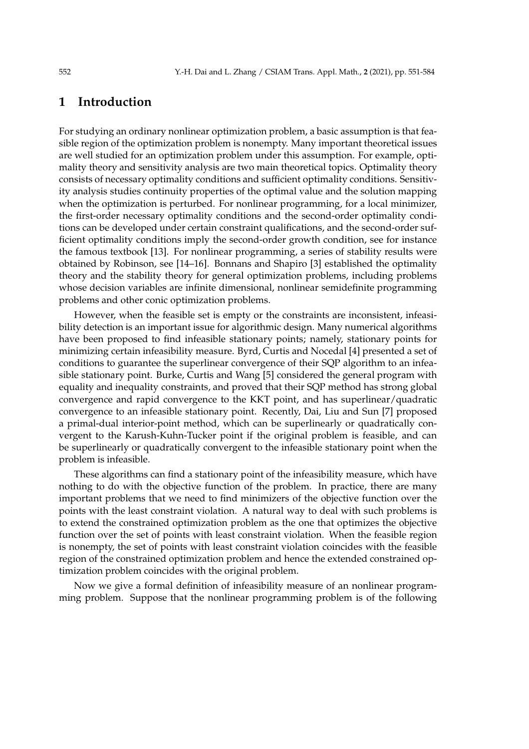# 1 Introduction

For studying an ordinary nonlinear optimization problem, a basic assumption is that feasible region of the optimization problem is nonempty. Many important theoretical issues are well studied for an optimization problem under this assumption. For example, optimality theory and sensitivity analysis are two main theoretical topics. Optimality theory consists of necessary optimality conditions and sufficient optimality conditions. Sensitivity analysis studies continuity properties of the optimal value and the solution mapping when the optimization is perturbed. For nonlinear programming, for a local minimizer, the first-order necessary optimality conditions and the second-order optimality conditions can be developed under certain constraint qualifications, and the second-order sufficient optimality conditions imply the second-order growth condition, see for instance the famous textbook [13]. For nonlinear programming, a series of stability results were obtained by Robinson, see [14–16]. Bonnans and Shapiro [3] established the optimality theory and the stability theory for general optimization problems, including problems whose decision variables are infinite dimensional, nonlinear semidefinite programming problems and other conic optimization problems.

However, when the feasible set is empty or the constraints are inconsistent, infeasibility detection is an important issue for algorithmic design. Many numerical algorithms have been proposed to find infeasible stationary points; namely, stationary points for minimizing certain infeasibility measure. Byrd, Curtis and Nocedal [4] presented a set of conditions to guarantee the superlinear convergence of their SQP algorithm to an infeasible stationary point. Burke, Curtis and Wang [5] considered the general program with equality and inequality constraints, and proved that their SQP method has strong global convergence and rapid convergence to the KKT point, and has superlinear/quadratic convergence to an infeasible stationary point. Recently, Dai, Liu and Sun [7] proposed a primal-dual interior-point method, which can be superlinearly or quadratically convergent to the Karush-Kuhn-Tucker point if the original problem is feasible, and can be superlinearly or quadratically convergent to the infeasible stationary point when the problem is infeasible.

These algorithms can find a stationary point of the infeasibility measure, which have nothing to do with the objective function of the problem. In practice, there are many important problems that we need to find minimizers of the objective function over the points with the least constraint violation. A natural way to deal with such problems is to extend the constrained optimization problem as the one that optimizes the objective function over the set of points with least constraint violation. When the feasible region is nonempty, the set of points with least constraint violation coincides with the feasible region of the constrained optimization problem and hence the extended constrained optimization problem coincides with the original problem.

Now we give a formal definition of infeasibility measure of an nonlinear programming problem. Suppose that the nonlinear programming problem is of the following